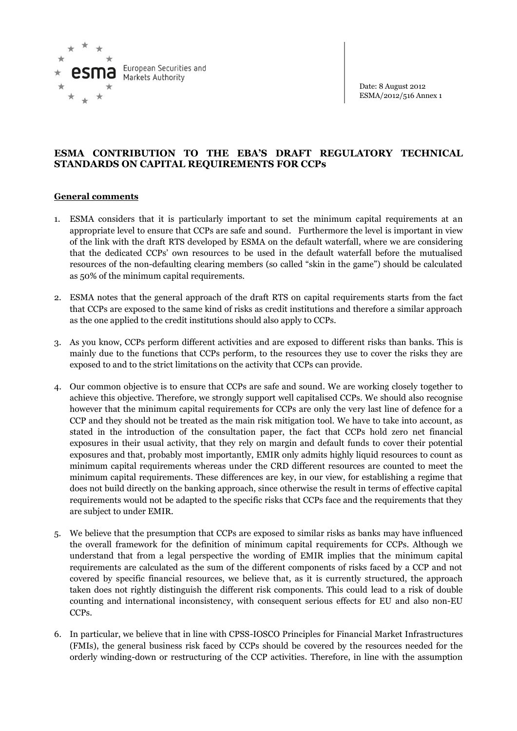esma European Securities and Markets Authority

Date: 8 August 2012
ESMA/2012/516 Annex 1

## ESMA CONTRIBUTION TO THE EBA'S DRAFT REGULATORY TECHNICAL STANDARDS ON CAPITAL REQUIREMENTS FOR CCPs

### General comments

1. ESMA considers that it is particularly important to set the minimum capital requirements at an appropriate level to ensure that CCPs are safe and sound. Furthermore the level is important in view of the link with the draft RTS developed by ESMA on the default waterfall, where we are considering that the dedicated CCPs' own resources to be used in the default waterfall before the mutualised resources of the non-defaulting clearing members (so called "skin in the game") should be calculated as 50% of the minimum capital requirements.

2. ESMA notes that the general approach of the draft RTS on capital requirements starts from the fact that CCPs are exposed to the same kind of risks as credit institutions and therefore a similar approach as the one applied to the credit institutions should also apply to CCPs.

3. As you know, CCPs perform different activities and are exposed to different risks than banks. This is mainly due to the functions that CCPs perform, to the resources they use to cover the risks they are exposed to and to the strict limitations on the activity that CCPs can provide.

4. Our common objective is to ensure that CCPs are safe and sound. We are working closely together to achieve this objective. Therefore, we strongly support well capitalised CCPs. We should also recognise however that the minimum capital requirements for CCPs are only the very last line of defence for a CCP and they should not be treated as the main risk mitigation tool. We have to take into account, as stated in the introduction of the consultation paper, the fact that CCPs hold zero net financial exposures in their usual activity, that they rely on margin and default funds to cover their potential exposures and that, probably most importantly, EMIR only admits highly liquid resources to count as minimum capital requirements whereas under the CRD different resources are counted to meet the minimum capital requirements. These differences are key, in our view, for establishing a regime that does not build directly on the banking approach, since otherwise the result in terms of effective capital requirements would not be adapted to the specific risks that CCPs face and the requirements that they are subject to under EMIR.

5. We believe that the presumption that CCPs are exposed to similar risks as banks may have influenced the overall framework for the definition of minimum capital requirements for CCPs. Although we understand that from a legal perspective the wording of EMIR implies that the minimum capital requirements are calculated as the sum of the different components of risks faced by a CCP and not covered by specific financial resources, we believe that, as it is currently structured, the approach taken does not rightly distinguish the different risk components. This could lead to a risk of double counting and international inconsistency, with consequent serious effects for EU and also non-EU CCPs.

6. In particular, we believe that in line with CPSS-IOSCO Principles for Financial Market Infrastructures (FMIs), the general business risk faced by CCPs should be covered by the resources needed for the orderly winding-down or restructuring of the CCP activities. Therefore, in line with the assumption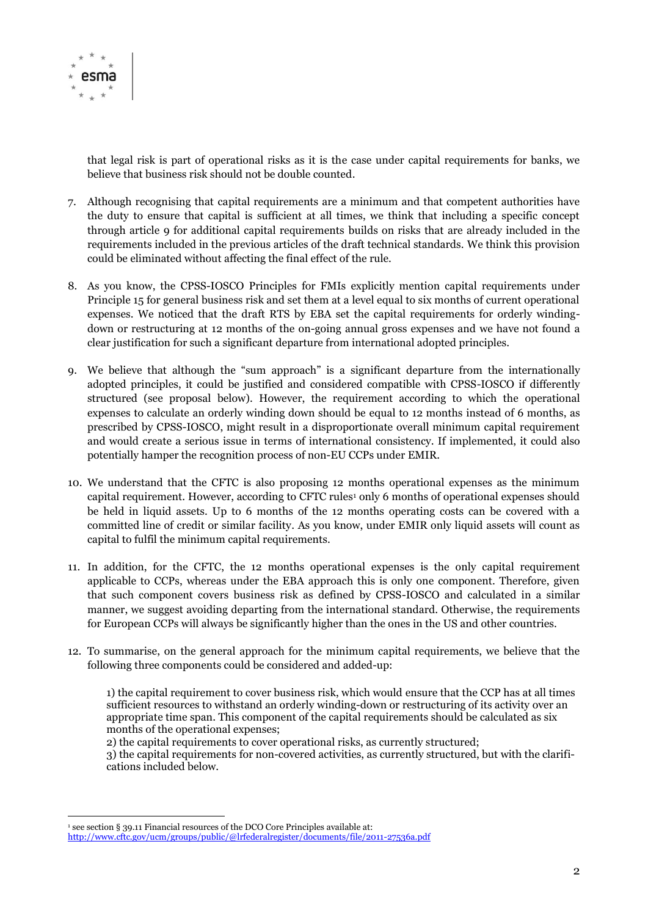that legal risk is part of operational risks as it is the case under capital requirements for banks, we believe that business risk should not be double counted.

7. Although recognising that capital requirements are a minimum and that competent authorities have the duty to ensure that capital is sufficient at all times, we think that including a specific concept through article 9 for additional capital requirements builds on risks that are already included in the requirements included in the previous articles of the draft technical standards. We think this provision could be eliminated without affecting the final effect of the rule.

8. As you know, the CPSS-IOSCO Principles for FMIs explicitly mention capital requirements under Principle 15 for general business risk and set them at a level equal to six months of current operational expenses. We noticed that the draft RTS by EBA set the capital requirements for orderly winding-down or restructuring at 12 months of the on-going annual gross expenses and we have not found a clear justification for such a significant departure from international adopted principles.

9. We believe that although the "sum approach" is a significant departure from the internationally adopted principles, it could be justified and considered compatible with CPSS-IOSCO if differently structured (see proposal below). However, the requirement according to which the operational expenses to calculate an orderly winding down should be equal to 12 months instead of 6 months, as prescribed by CPSS-IOSCO, might result in a disproportionate overall minimum capital requirement and would create a serious issue in terms of international consistency. If implemented, it could also potentially hamper the recognition process of non-EU CCPs under EMIR.

10. We understand that the CFTC is also proposing 12 months operational expenses as the minimum capital requirement. However, according to CFTC rules[1] only 6 months of operational expenses should be held in liquid assets. Up to 6 months of the 12 months operating costs can be covered with a committed line of credit or similar facility. As you know, under EMIR only liquid assets will count as capital to fulfil the minimum capital requirements.

11. In addition, for the CFTC, the 12 months operational expenses is the only capital requirement applicable to CCPs, whereas under the EBA approach this is only one component. Therefore, given that such component covers business risk as defined by CPSS-IOSCO and calculated in a similar manner, we suggest avoiding departing from the international standard. Otherwise, the requirements for European CCPs will always be significantly higher than the ones in the US and other countries.

12. To summarise, on the general approach for the minimum capital requirements, we believe that the following three components could be considered and added-up:

    1) the capital requirement to cover business risk, which would ensure that the CCP has at all times sufficient resources to withstand an orderly winding-down or restructuring of its activity over an appropriate time span. This component of the capital requirements should be calculated as six months of the operational expenses;
    2) the capital requirements to cover operational risks, as currently structured;
    3) the capital requirements for non-covered activities, as currently structured, but with the clarifications included below.

[1] see section § 39.11 Financial resources of the DCO Core Principles available at: http://www.cftc.gov/ucm/groups/public/@lrfederalregister/documents/file/2011-27536a.pdf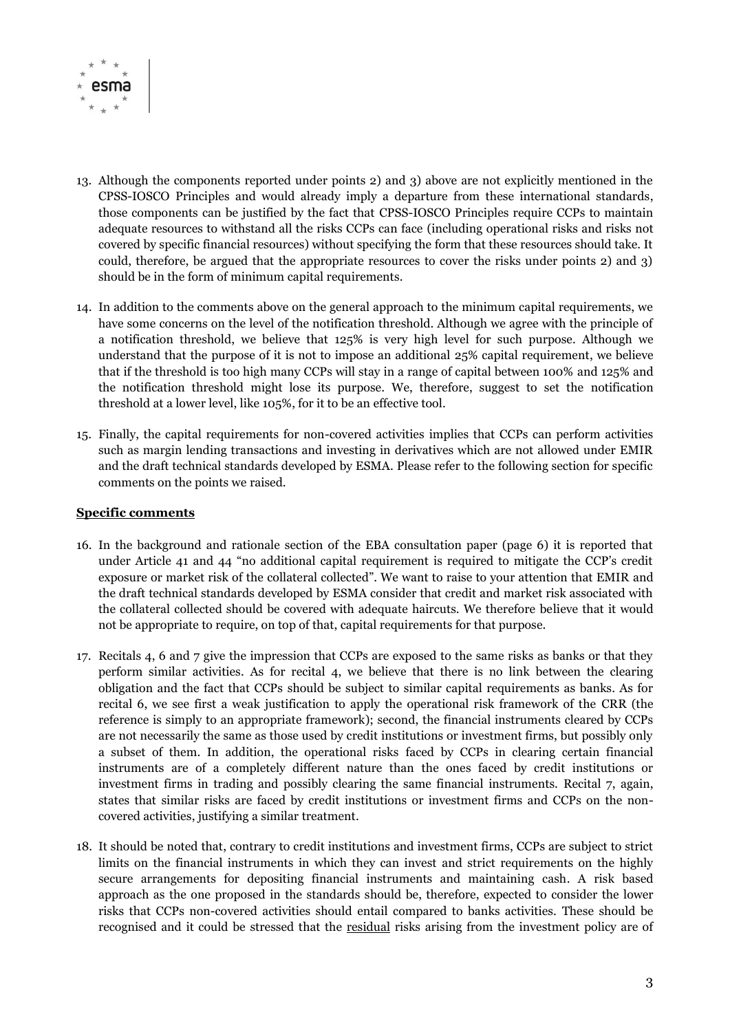13. Although the components reported under points 2) and 3) above are not explicitly mentioned in the CPSS-IOSCO Principles and would already imply a departure from these international standards, those components can be justified by the fact that CPSS-IOSCO Principles require CCPs to maintain adequate resources to withstand all the risks CCPs can face (including operational risks and risks not covered by specific financial resources) without specifying the form that these resources should take. It could, therefore, be argued that the appropriate resources to cover the risks under points 2) and 3) should be in the form of minimum capital requirements.

14. In addition to the comments above on the general approach to the minimum capital requirements, we have some concerns on the level of the notification threshold. Although we agree with the principle of a notification threshold, we believe that 125% is very high level for such purpose. Although we understand that the purpose of it is not to impose an additional 25% capital requirement, we believe that if the threshold is too high many CCPs will stay in a range of capital between 100% and 125% and the notification threshold might lose its purpose. We, therefore, suggest to set the notification threshold at a lower level, like 105%, for it to be an effective tool.

15. Finally, the capital requirements for non-covered activities implies that CCPs can perform activities such as margin lending transactions and investing in derivatives which are not allowed under EMIR and the draft technical standards developed by ESMA. Please refer to the following section for specific comments on the points we raised.

**Specific comments**

16. In the background and rationale section of the EBA consultation paper (page 6) it is reported that under Article 41 and 44 "no additional capital requirement is required to mitigate the CCP's credit exposure or market risk of the collateral collected". We want to raise to your attention that EMIR and the draft technical standards developed by ESMA consider that credit and market risk associated with the collateral collected should be covered with adequate haircuts. We therefore believe that it would not be appropriate to require, on top of that, capital requirements for that purpose.

17. Recitals 4, 6 and 7 give the impression that CCPs are exposed to the same risks as banks or that they perform similar activities. As for recital 4, we believe that there is no link between the clearing obligation and the fact that CCPs should be subject to similar capital requirements as banks. As for recital 6, we see first a weak justification to apply the operational risk framework of the CRR (the reference is simply to an appropriate framework); second, the financial instruments cleared by CCPs are not necessarily the same as those used by credit institutions or investment firms, but possibly only a subset of them. In addition, the operational risks faced by CCPs in clearing certain financial instruments are of a completely different nature than the ones faced by credit institutions or investment firms in trading and possibly clearing the same financial instruments. Recital 7, again, states that similar risks are faced by credit institutions or investment firms and CCPs on the non-covered activities, justifying a similar treatment.

18. It should be noted that, contrary to credit institutions and investment firms, CCPs are subject to strict limits on the financial instruments in which they can invest and strict requirements on the highly secure arrangements for depositing financial instruments and maintaining cash. A risk based approach as the one proposed in the standards should be, therefore, expected to consider the lower risks that CCPs non-covered activities should entail compared to banks activities. These should be recognised and it could be stressed that the residual risks arising from the investment policy are of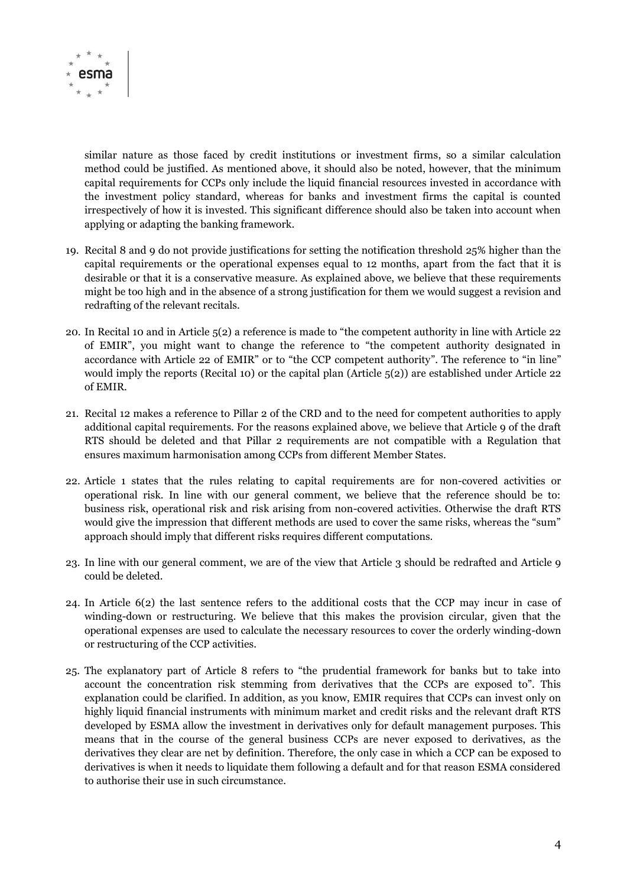similar nature as those faced by credit institutions or investment firms, so a similar calculation method could be justified. As mentioned above, it should also be noted, however, that the minimum capital requirements for CCPs only include the liquid financial resources invested in accordance with the investment policy standard, whereas for banks and investment firms the capital is counted irrespectively of how it is invested. This significant difference should also be taken into account when applying or adapting the banking framework.

19. Recital 8 and 9 do not provide justifications for setting the notification threshold 25% higher than the capital requirements or the operational expenses equal to 12 months, apart from the fact that it is desirable or that it is a conservative measure. As explained above, we believe that these requirements might be too high and in the absence of a strong justification for them we would suggest a revision and redrafting of the relevant recitals.

20. In Recital 10 and in Article 5(2) a reference is made to "the competent authority in line with Article 22 of EMIR", you might want to change the reference to "the competent authority designated in accordance with Article 22 of EMIR" or to "the CCP competent authority". The reference to "in line" would imply the reports (Recital 10) or the capital plan (Article 5(2)) are established under Article 22 of EMIR.

21. Recital 12 makes a reference to Pillar 2 of the CRD and to the need for competent authorities to apply additional capital requirements. For the reasons explained above, we believe that Article 9 of the draft RTS should be deleted and that Pillar 2 requirements are not compatible with a Regulation that ensures maximum harmonisation among CCPs from different Member States.

22. Article 1 states that the rules relating to capital requirements are for non-covered activities or operational risk. In line with our general comment, we believe that the reference should be to: business risk, operational risk and risk arising from non-covered activities. Otherwise the draft RTS would give the impression that different methods are used to cover the same risks, whereas the "sum" approach should imply that different risks requires different computations.

23. In line with our general comment, we are of the view that Article 3 should be redrafted and Article 9 could be deleted.

24. In Article 6(2) the last sentence refers to the additional costs that the CCP may incur in case of winding-down or restructuring. We believe that this makes the provision circular, given that the operational expenses are used to calculate the necessary resources to cover the orderly winding-down or restructuring of the CCP activities.

25. The explanatory part of Article 8 refers to "the prudential framework for banks but to take into account the concentration risk stemming from derivatives that the CCPs are exposed to". This explanation could be clarified. In addition, as you know, EMIR requires that CCPs can invest only on highly liquid financial instruments with minimum market and credit risks and the relevant draft RTS developed by ESMA allow the investment in derivatives only for default management purposes. This means that in the course of the general business CCPs are never exposed to derivatives, as the derivatives they clear are net by definition. Therefore, the only case in which a CCP can be exposed to derivatives is when it needs to liquidate them following a default and for that reason ESMA considered to authorise their use in such circumstance.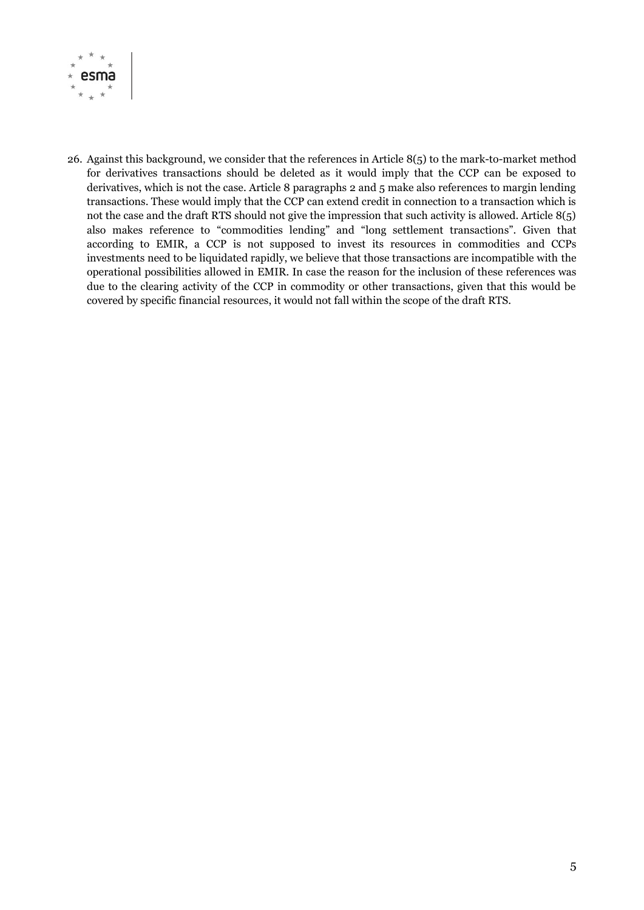26. Against this background, we consider that the references in Article 8(5) to the mark-to-market method for derivatives transactions should be deleted as it would imply that the CCP can be exposed to derivatives, which is not the case. Article 8 paragraphs 2 and 5 make also references to margin lending transactions. These would imply that the CCP can extend credit in connection to a transaction which is not the case and the draft RTS should not give the impression that such activity is allowed. Article 8(5) also makes reference to "commodities lending" and "long settlement transactions". Given that according to EMIR, a CCP is not supposed to invest its resources in commodities and CCPs investments need to be liquidated rapidly, we believe that those transactions are incompatible with the operational possibilities allowed in EMIR. In case the reason for the inclusion of these references was due to the clearing activity of the CCP in commodity or other transactions, given that this would be covered by specific financial resources, it would not fall within the scope of the draft RTS.